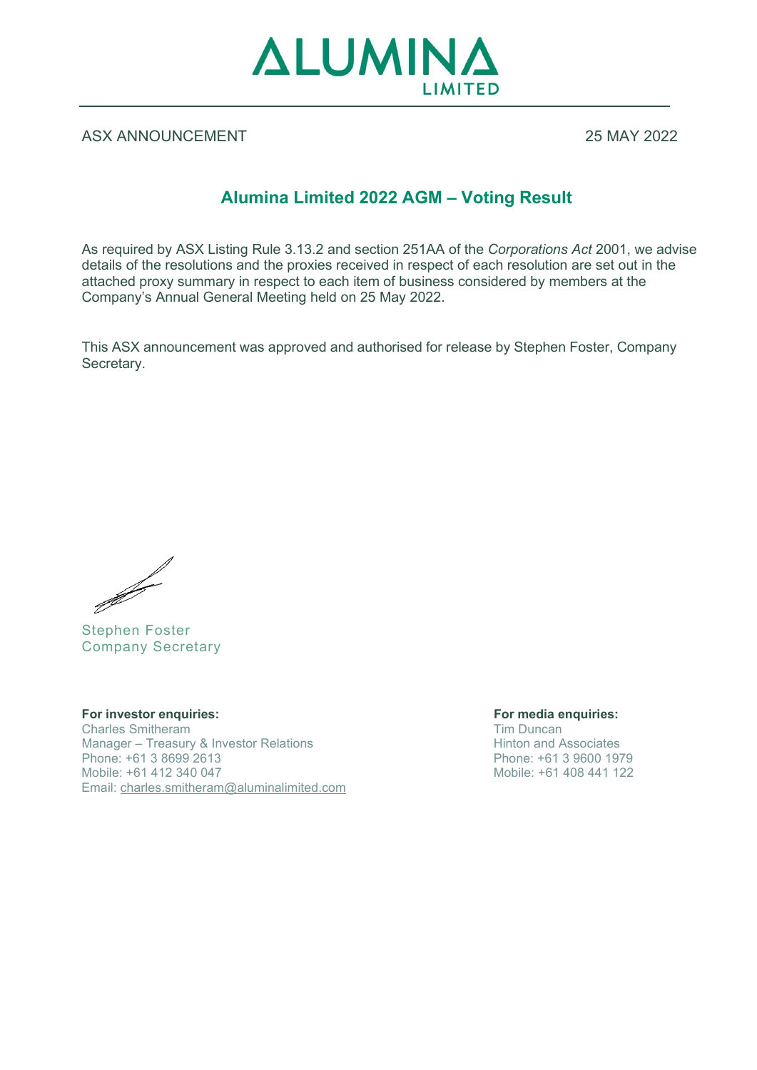ALUMINA LIMITED

ASX ANNOUNCEMENT 25 MAY 2022

# Alumina Limited 2022 AGM – Voting Result

As required by ASX Listing Rule 3.13.2 and section 251AA of the *Corporations Act* 2001, we advise details of the resolutions and the proxies received in respect of each resolution are set out in the attached proxy summary in respect to each item of business considered by members at the Company's Annual General Meeting held on 25 May 2022.

This ASX announcement was approved and authorised for release by Stephen Foster, Company Secretary.

Stephen Foster
Company Secretary

**For investor enquiries:**
Charles Smitheram
Manager – Treasury & Investor Relations
Phone: +61 3 8699 2613
Mobile: +61 412 340 047
Email: charles.smitheram@aluminalimited.com

**For media enquiries:**
Tim Duncan
Hinton and Associates
Phone: +61 3 9600 1979
Mobile: +61 408 441 122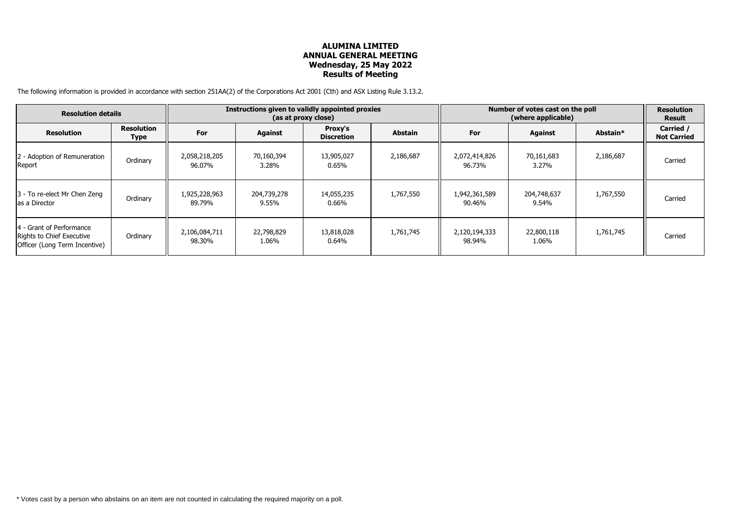**ALUMINA LIMITED**
**ANNUAL GENERAL MEETING**
**Wednesday, 25 May 2022**
**Results of Meeting**

The following information is provided in accordance with section 251AA(2) of the Corporations Act 2001 (Cth) and ASX Listing Rule 3.13.2.

| Resolution details | | Instructions given to validly appointed proxies (as at proxy close) | | | | Number of votes cast on the poll (where applicable) | | | Resolution Result |
|---|---|---|---|---|---|---|---|---|---|
| **Resolution** | **Resolution Type** | **For** | **Against** | **Proxy's Discretion** | **Abstain** | **For** | **Against** | **Abstain*** | **Carried / Not Carried** |
| 2 - Adoption of Remuneration Report | Ordinary | 2,058,218,205 96.07% | 70,160,394 3.28% | 13,905,027 0.65% | 2,186,687 | 2,072,414,826 96.73% | 70,161,683 3.27% | 2,186,687 | Carried |
| 3 - To re-elect Mr Chen Zeng as a Director | Ordinary | 1,925,228,963 89.79% | 204,739,278 9.55% | 14,055,235 0.66% | 1,767,550 | 1,942,361,589 90.46% | 204,748,637 9.54% | 1,767,550 | Carried |
| 4 - Grant of Performance Rights to Chief Executive Officer (Long Term Incentive) | Ordinary | 2,106,084,711 98.30% | 22,798,829 1.06% | 13,818,028 0.64% | 1,761,745 | 2,120,194,333 98.94% | 22,800,118 1.06% | 1,761,745 | Carried |

* Votes cast by a person who abstains on an item are not counted in calculating the required majority on a poll.